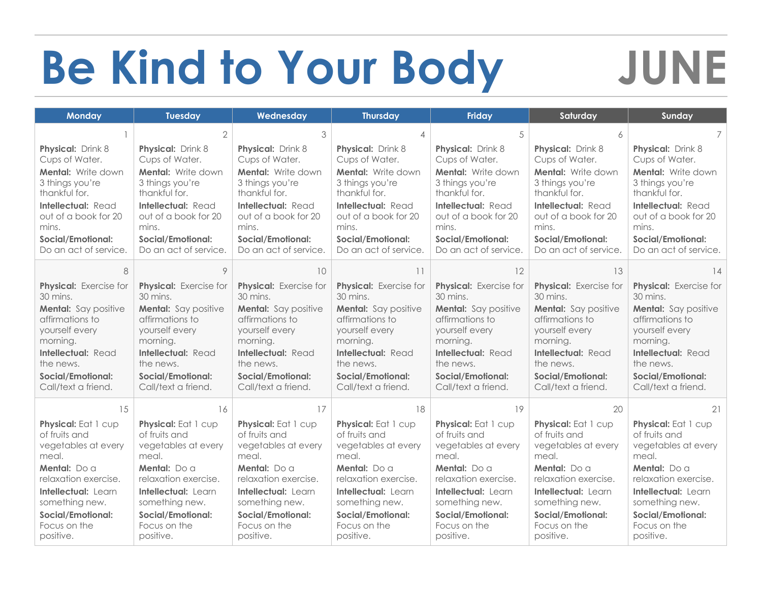# Be Kind to Your Body

# JUNE

| Monday | Tuesday | Wednesday | Thursday | Friday | Saturday | Sunday |
|---|---|---|---|---|---|---|
| 1<br>**Physical:** Drink 8 Cups of Water.<br>**Mental:** Write down 3 things you're thankful for.<br>**Intellectual:** Read out of a book for 20 mins.<br>**Social/Emotional:** Do an act of service. | 2<br>**Physical:** Drink 8 Cups of Water.<br>**Mental:** Write down 3 things you're thankful for.<br>**Intellectual:** Read out of a book for 20 mins.<br>**Social/Emotional:** Do an act of service. | 3<br>**Physical:** Drink 8 Cups of Water.<br>**Mental:** Write down 3 things you're thankful for.<br>**Intellectual:** Read out of a book for 20 mins.<br>**Social/Emotional:** Do an act of service. | 4<br>**Physical:** Drink 8 Cups of Water.<br>**Mental:** Write down 3 things you're thankful for.<br>**Intellectual:** Read out of a book for 20 mins.<br>**Social/Emotional:** Do an act of service. | 5<br>**Physical:** Drink 8 Cups of Water.<br>**Mental:** Write down 3 things you're thankful for.<br>**Intellectual:** Read out of a book for 20 mins.<br>**Social/Emotional:** Do an act of service. | 6<br>**Physical:** Drink 8 Cups of Water.<br>**Mental:** Write down 3 things you're thankful for.<br>**Intellectual:** Read out of a book for 20 mins.<br>**Social/Emotional:** Do an act of service. | 7<br>**Physical:** Drink 8 Cups of Water.<br>**Mental:** Write down 3 things you're thankful for.<br>**Intellectual:** Read out of a book for 20 mins.<br>**Social/Emotional:** Do an act of service. |
| 8<br>**Physical:** Exercise for 30 mins.<br>**Mental:** Say positive affirmations to yourself every morning.<br>**Intellectual:** Read the news.<br>**Social/Emotional:** Call/text a friend. | 9<br>**Physical:** Exercise for 30 mins.<br>**Mental:** Say positive affirmations to yourself every morning.<br>**Intellectual:** Read the news.<br>**Social/Emotional:** Call/text a friend. | 10<br>**Physical:** Exercise for 30 mins.<br>**Mental:** Say positive affirmations to yourself every morning.<br>**Intellectual:** Read the news.<br>**Social/Emotional:** Call/text a friend. | 11<br>**Physical:** Exercise for 30 mins.<br>**Mental:** Say positive affirmations to yourself every morning.<br>**Intellectual:** Read the news.<br>**Social/Emotional:** Call/text a friend. | 12<br>**Physical:** Exercise for 30 mins.<br>**Mental:** Say positive affirmations to yourself every morning.<br>**Intellectual:** Read the news.<br>**Social/Emotional:** Call/text a friend. | 13<br>**Physical:** Exercise for 30 mins.<br>**Mental:** Say positive affirmations to yourself every morning.<br>**Intellectual:** Read the news.<br>**Social/Emotional:** Call/text a friend. | 14<br>**Physical:** Exercise for 30 mins.<br>**Mental:** Say positive affirmations to yourself every morning.<br>**Intellectual:** Read the news.<br>**Social/Emotional:** Call/text a friend. |
| 15<br>**Physical:** Eat 1 cup of fruits and vegetables at every meal.<br>**Mental:** Do a relaxation exercise.<br>**Intellectual:** Learn something new.<br>**Social/Emotional:** Focus on the positive. | 16<br>**Physical:** Eat 1 cup of fruits and vegetables at every meal.<br>**Mental:** Do a relaxation exercise.<br>**Intellectual:** Learn something new.<br>**Social/Emotional:** Focus on the positive. | 17<br>**Physical:** Eat 1 cup of fruits and vegetables at every meal.<br>**Mental:** Do a relaxation exercise.<br>**Intellectual:** Learn something new.<br>**Social/Emotional:** Focus on the positive. | 18<br>**Physical:** Eat 1 cup of fruits and vegetables at every meal.<br>**Mental:** Do a relaxation exercise.<br>**Intellectual:** Learn something new.<br>**Social/Emotional:** Focus on the positive. | 19<br>**Physical:** Eat 1 cup of fruits and vegetables at every meal.<br>**Mental:** Do a relaxation exercise.<br>**Intellectual:** Learn something new.<br>**Social/Emotional:** Focus on the positive. | 20<br>**Physical:** Eat 1 cup of fruits and vegetables at every meal.<br>**Mental:** Do a relaxation exercise.<br>**Intellectual:** Learn something new.<br>**Social/Emotional:** Focus on the positive. | 21<br>**Physical:** Eat 1 cup of fruits and vegetables at every meal.<br>**Mental:** Do a relaxation exercise.<br>**Intellectual:** Learn something new.<br>**Social/Emotional:** Focus on the positive. |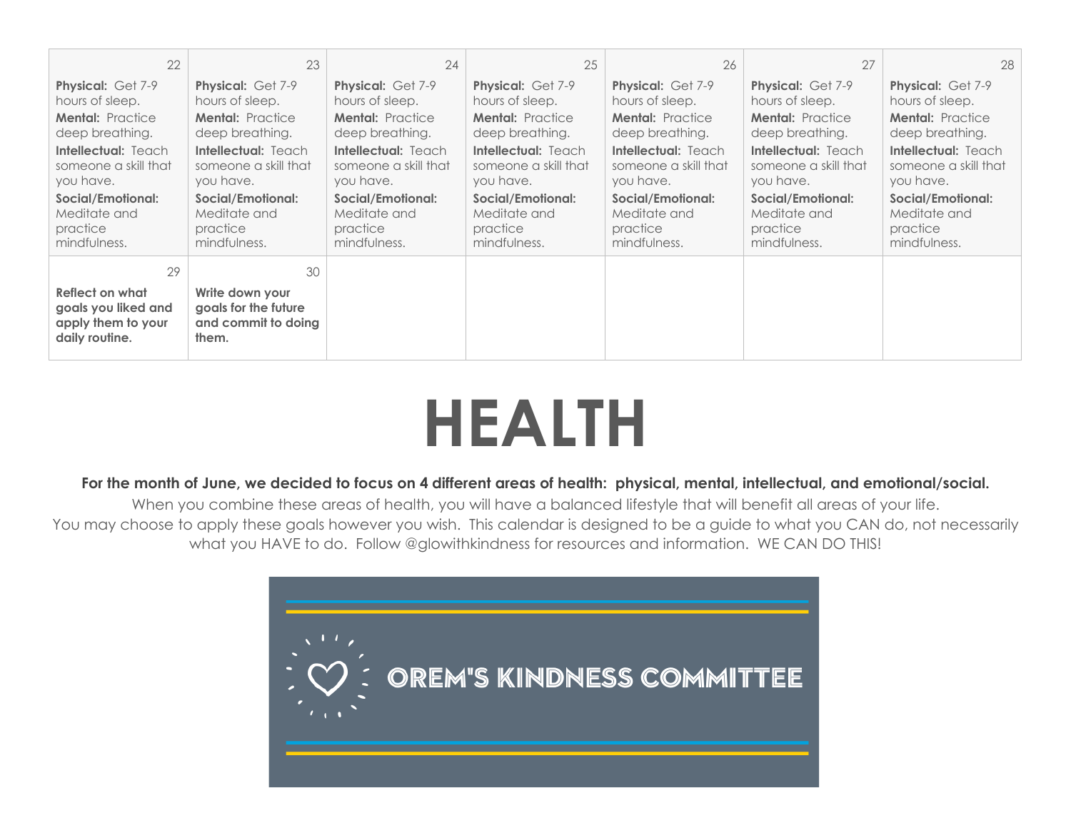| 22 | 23 | 24 | 25 | 26 | 27 | 28 |
|---|---|---|---|---|---|---|
| **Physical:** Get 7-9 hours of sleep. **Mental:** Practice deep breathing. **Intellectual:** Teach someone a skill that you have. **Social/Emotional:** Meditate and practice mindfulness. | **Physical:** Get 7-9 hours of sleep. **Mental:** Practice deep breathing. **Intellectual:** Teach someone a skill that you have. **Social/Emotional:** Meditate and practice mindfulness. | **Physical:** Get 7-9 hours of sleep. **Mental:** Practice deep breathing. **Intellectual:** Teach someone a skill that you have. **Social/Emotional:** Meditate and practice mindfulness. | **Physical:** Get 7-9 hours of sleep. **Mental:** Practice deep breathing. **Intellectual:** Teach someone a skill that you have. **Social/Emotional:** Meditate and practice mindfulness. | **Physical:** Get 7-9 hours of sleep. **Mental:** Practice deep breathing. **Intellectual:** Teach someone a skill that you have. **Social/Emotional:** Meditate and practice mindfulness. | **Physical:** Get 7-9 hours of sleep. **Mental:** Practice deep breathing. **Intellectual:** Teach someone a skill that you have. **Social/Emotional:** Meditate and practice mindfulness. | **Physical:** Get 7-9 hours of sleep. **Mental:** Practice deep breathing. **Intellectual:** Teach someone a skill that you have. **Social/Emotional:** Meditate and practice mindfulness. |
| 29 **Reflect on what goals you liked and apply them to your daily routine.** | 30 **Write down your goals for the future and commit to doing them.** | | | | | |

# HEALTH

**For the month of June, we decided to focus on 4 different areas of health: physical, mental, intellectual, and emotional/social.**

When you combine these areas of health, you will have a balanced lifestyle that will benefit all areas of your life. You may choose to apply these goals however you wish. This calendar is designed to be a guide to what you CAN do, not necessarily what you HAVE to do. Follow @glowithkindness for resources and information. WE CAN DO THIS!

OREM'S KINDNESS COMMITTEE